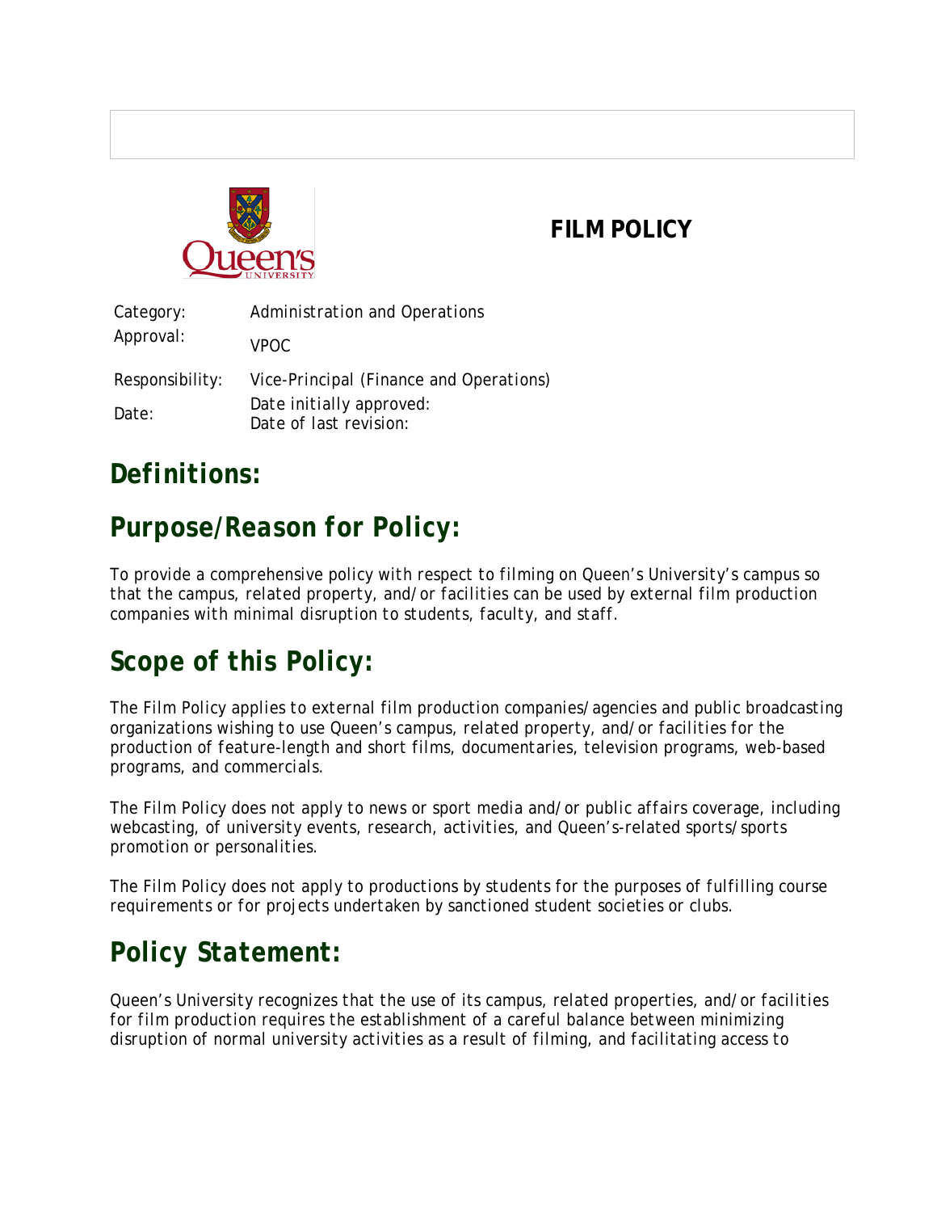# FILM POLICY

| | |
|---|---|
| Category: | Administration and Operations |
| Approval: | VPOC |
| Responsibility: | Vice-Principal (Finance and Operations) |
| Date: | Date initially approved:<br>Date of last revision: |

## Definitions:

## Purpose/Reason for Policy:

To provide a comprehensive policy with respect to filming on Queen's University's campus so that the campus, related property, and/or facilities can be used by external film production companies with minimal disruption to students, faculty, and staff.

## Scope of this Policy:

The Film Policy applies to external film production companies/agencies and public broadcasting organizations wishing to use Queen's campus, related property, and/or facilities for the production of feature-length and short films, documentaries, television programs, web-based programs, and commercials.

The Film Policy does not apply to news or sport media and/or public affairs coverage, including webcasting, of university events, research, activities, and Queen's-related sports/sports promotion or personalities.

The Film Policy does not apply to productions by students for the purposes of fulfilling course requirements or for projects undertaken by sanctioned student societies or clubs.

## Policy Statement:

Queen's University recognizes that the use of its campus, related properties, and/or facilities for film production requires the establishment of a careful balance between minimizing disruption of normal university activities as a result of filming, and facilitating access to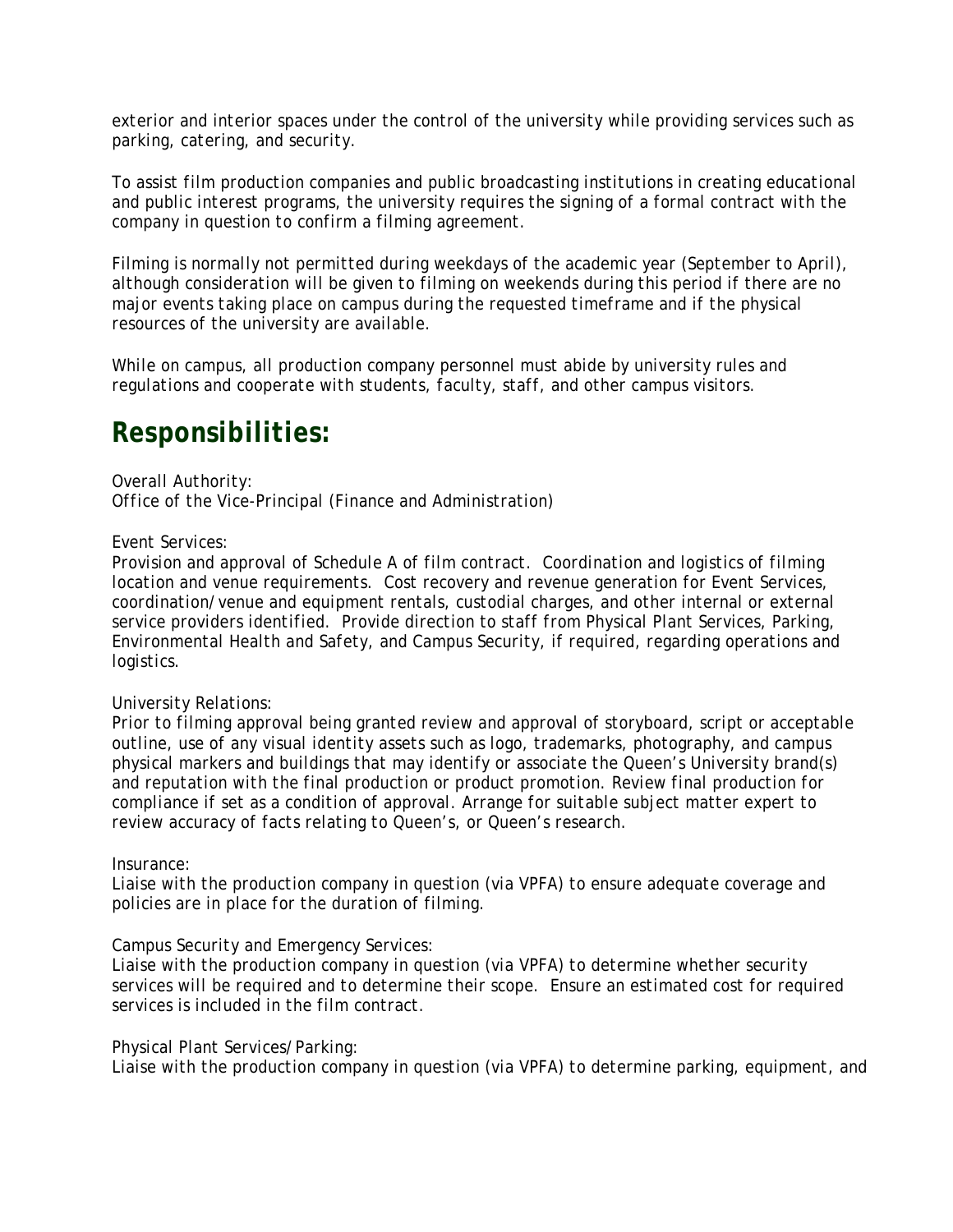exterior and interior spaces under the control of the university while providing services such as parking, catering, and security.

To assist film production companies and public broadcasting institutions in creating educational and public interest programs, the university requires the signing of a formal contract with the company in question to confirm a filming agreement.

Filming is normally not permitted during weekdays of the academic year (September to April), although consideration will be given to filming on weekends during this period if there are no major events taking place on campus during the requested timeframe and if the physical resources of the university are available.

While on campus, all production company personnel must abide by university rules and regulations and cooperate with students, faculty, staff, and other campus visitors.

## Responsibilities:

Overall Authority:
Office of the Vice-Principal (Finance and Administration)

Event Services:
Provision and approval of Schedule A of film contract. Coordination and logistics of filming location and venue requirements. Cost recovery and revenue generation for Event Services, coordination/venue and equipment rentals, custodial charges, and other internal or external service providers identified. Provide direction to staff from Physical Plant Services, Parking, Environmental Health and Safety, and Campus Security, if required, regarding operations and logistics.

University Relations:
Prior to filming approval being granted review and approval of storyboard, script or acceptable outline, use of any visual identity assets such as logo, trademarks, photography, and campus physical markers and buildings that may identify or associate the Queen's University brand(s) and reputation with the final production or product promotion. Review final production for compliance if set as a condition of approval. Arrange for suitable subject matter expert to review accuracy of facts relating to Queen's, or Queen's research.

Insurance:
Liaise with the production company in question (via VPFA) to ensure adequate coverage and policies are in place for the duration of filming.

Campus Security and Emergency Services:
Liaise with the production company in question (via VPFA) to determine whether security services will be required and to determine their scope. Ensure an estimated cost for required services is included in the film contract.

Physical Plant Services/Parking:
Liaise with the production company in question (via VPFA) to determine parking, equipment, and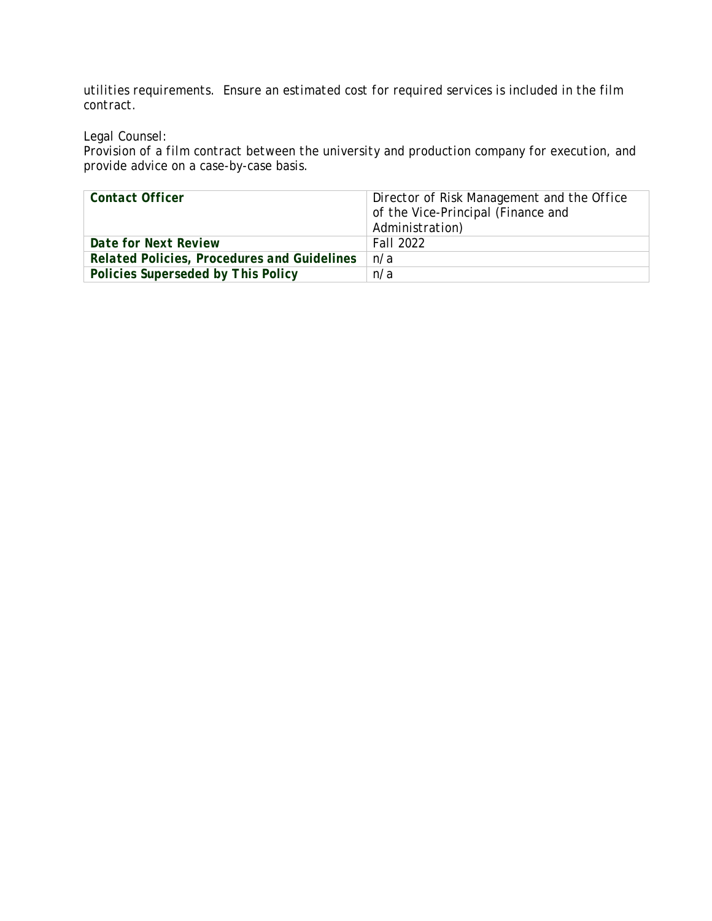utilities requirements. Ensure an estimated cost for required services is included in the film contract.

Legal Counsel:
Provision of a film contract between the university and production company for execution, and provide advice on a case-by-case basis.

| | |
|---|---|
| **Contact Officer** | Director of Risk Management and the Office of the Vice-Principal (Finance and Administration) |
| **Date for Next Review** | Fall 2022 |
| **Related Policies, Procedures and Guidelines** | n/a |
| **Policies Superseded by This Policy** | n/a |